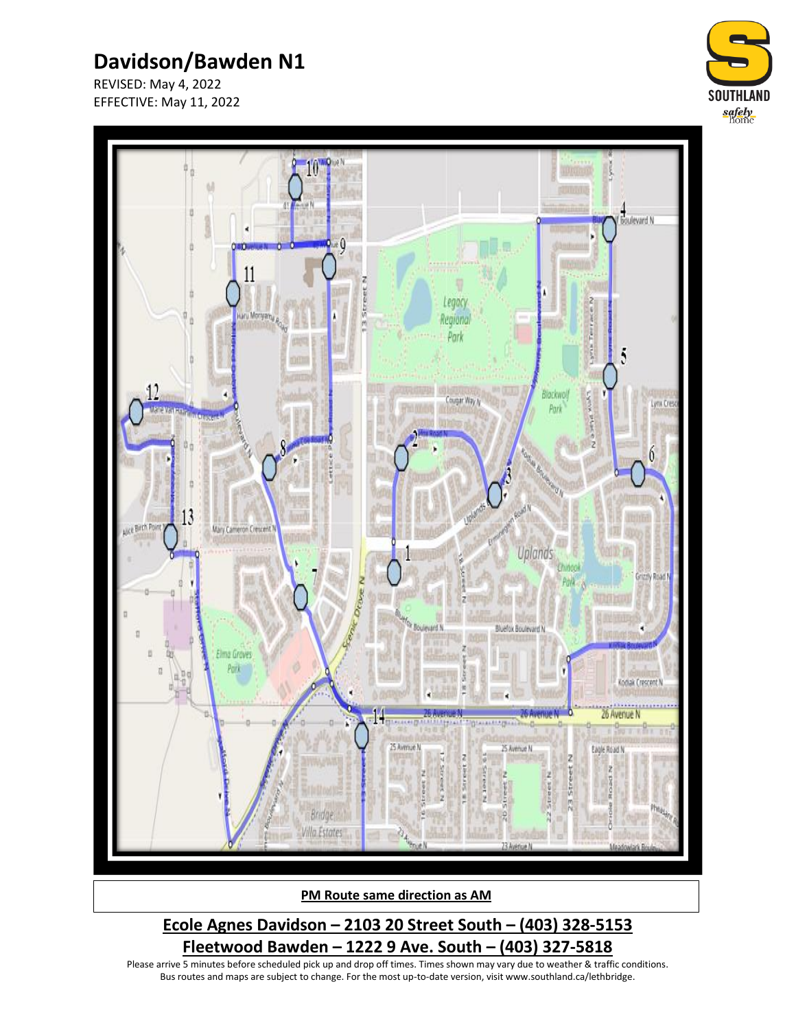# Davidson/Bawden N1

REVISED: May 4, 2022
EFFECTIVE: May 11, 2022

**PM Route same direction as AM**

## Ecole Agnes Davidson – 2103 20 Street South – (403) 328-5153

## Fleetwood Bawden – 1222 9 Ave. South – (403) 327-5818

Please arrive 5 minutes before scheduled pick up and drop off times. Times shown may vary due to weather & traffic conditions.
Bus routes and maps are subject to change. For the most up-to-date version, visit www.southland.ca/lethbridge.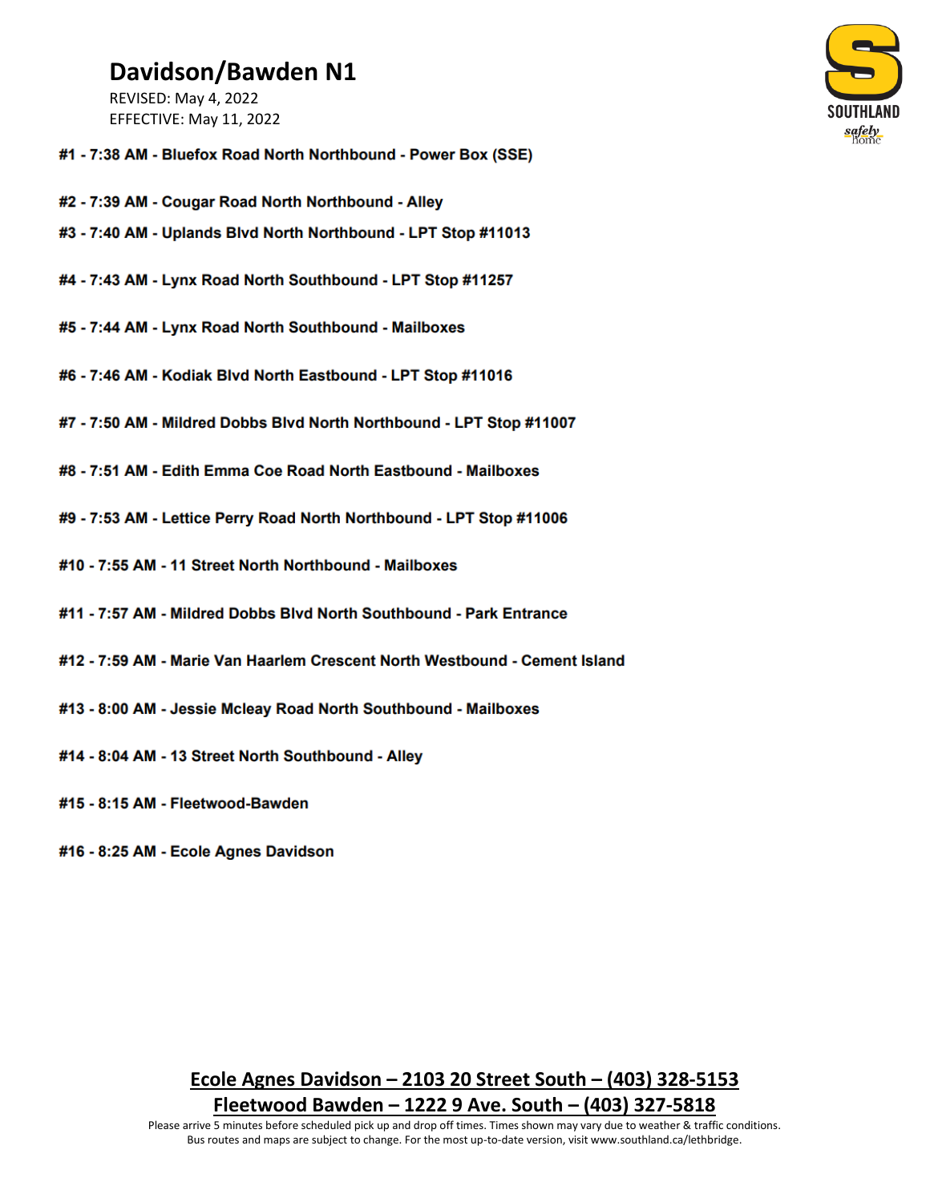# Davidson/Bawden N1

REVISED: May 4, 2022
EFFECTIVE: May 11, 2022

**#1 - 7:38 AM - Bluefox Road North Northbound - Power Box (SSE)**

**#2 - 7:39 AM - Cougar Road North Northbound - Alley**

**#3 - 7:40 AM - Uplands Blvd North Northbound - LPT Stop #11013**

**#4 - 7:43 AM - Lynx Road North Southbound - LPT Stop #11257**

**#5 - 7:44 AM - Lynx Road North Southbound - Mailboxes**

**#6 - 7:46 AM - Kodiak Blvd North Eastbound - LPT Stop #11016**

**#7 - 7:50 AM - Mildred Dobbs Blvd North Northbound - LPT Stop #11007**

**#8 - 7:51 AM - Edith Emma Coe Road North Eastbound - Mailboxes**

**#9 - 7:53 AM - Lettice Perry Road North Northbound - LPT Stop #11006**

**#10 - 7:55 AM - 11 Street North Northbound - Mailboxes**

**#11 - 7:57 AM - Mildred Dobbs Blvd North Southbound - Park Entrance**

**#12 - 7:59 AM - Marie Van Haarlem Crescent North Westbound - Cement Island**

**#13 - 8:00 AM - Jessie Mcleay Road North Southbound - Mailboxes**

**#14 - 8:04 AM - 13 Street North Southbound - Alley**

**#15 - 8:15 AM - Fleetwood-Bawden**

**#16 - 8:25 AM - Ecole Agnes Davidson**

**Ecole Agnes Davidson – 2103 20 Street South – (403) 328-5153**

**Fleetwood Bawden – 1222 9 Ave. South – (403) 327-5818**

Please arrive 5 minutes before scheduled pick up and drop off times. Times shown may vary due to weather & traffic conditions.
Bus routes and maps are subject to change. For the most up-to-date version, visit www.southland.ca/lethbridge.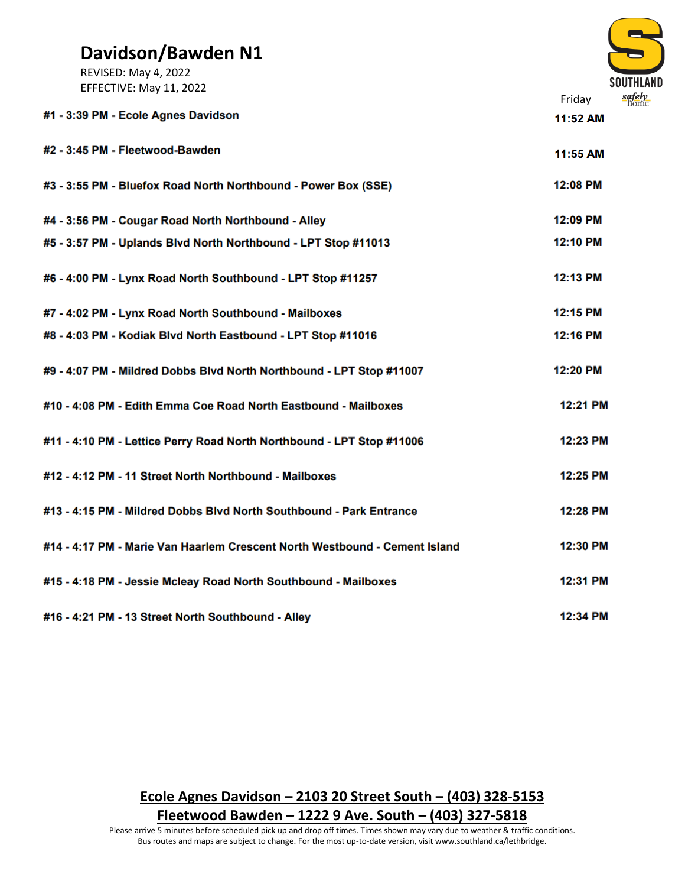# Davidson/Bawden N1

REVISED: May 4, 2022
EFFECTIVE: May 11, 2022

SOUTHLAND
*safely home*

| | Friday |
|---|---|
| **#1 - 3:39 PM - Ecole Agnes Davidson** | **11:52 AM** |
| **#2 - 3:45 PM - Fleetwood-Bawden** | **11:55 AM** |
| **#3 - 3:55 PM - Bluefox Road North Northbound - Power Box (SSE)** | **12:08 PM** |
| **#4 - 3:56 PM - Cougar Road North Northbound - Alley** | **12:09 PM** |
| **#5 - 3:57 PM - Uplands Blvd North Northbound - LPT Stop #11013** | **12:10 PM** |
| **#6 - 4:00 PM - Lynx Road North Southbound - LPT Stop #11257** | **12:13 PM** |
| **#7 - 4:02 PM - Lynx Road North Southbound - Mailboxes** | **12:15 PM** |
| **#8 - 4:03 PM - Kodiak Blvd North Eastbound - LPT Stop #11016** | **12:16 PM** |
| **#9 - 4:07 PM - Mildred Dobbs Blvd North Northbound - LPT Stop #11007** | **12:20 PM** |
| **#10 - 4:08 PM - Edith Emma Coe Road North Eastbound - Mailboxes** | **12:21 PM** |
| **#11 - 4:10 PM - Lettice Perry Road North Northbound - LPT Stop #11006** | **12:23 PM** |
| **#12 - 4:12 PM - 11 Street North Northbound - Mailboxes** | **12:25 PM** |
| **#13 - 4:15 PM - Mildred Dobbs Blvd North Southbound - Park Entrance** | **12:28 PM** |
| **#14 - 4:17 PM - Marie Van Haarlem Crescent North Westbound - Cement Island** | **12:30 PM** |
| **#15 - 4:18 PM - Jessie Mcleay Road North Southbound - Mailboxes** | **12:31 PM** |
| **#16 - 4:21 PM - 13 Street North Southbound - Alley** | **12:34 PM** |

**Ecole Agnes Davidson – 2103 20 Street South – (403) 328-5153**

**Fleetwood Bawden – 1222 9 Ave. South – (403) 327-5818**

Please arrive 5 minutes before scheduled pick up and drop off times. Times shown may vary due to weather & traffic conditions.
Bus routes and maps are subject to change. For the most up-to-date version, visit www.southland.ca/lethbridge.